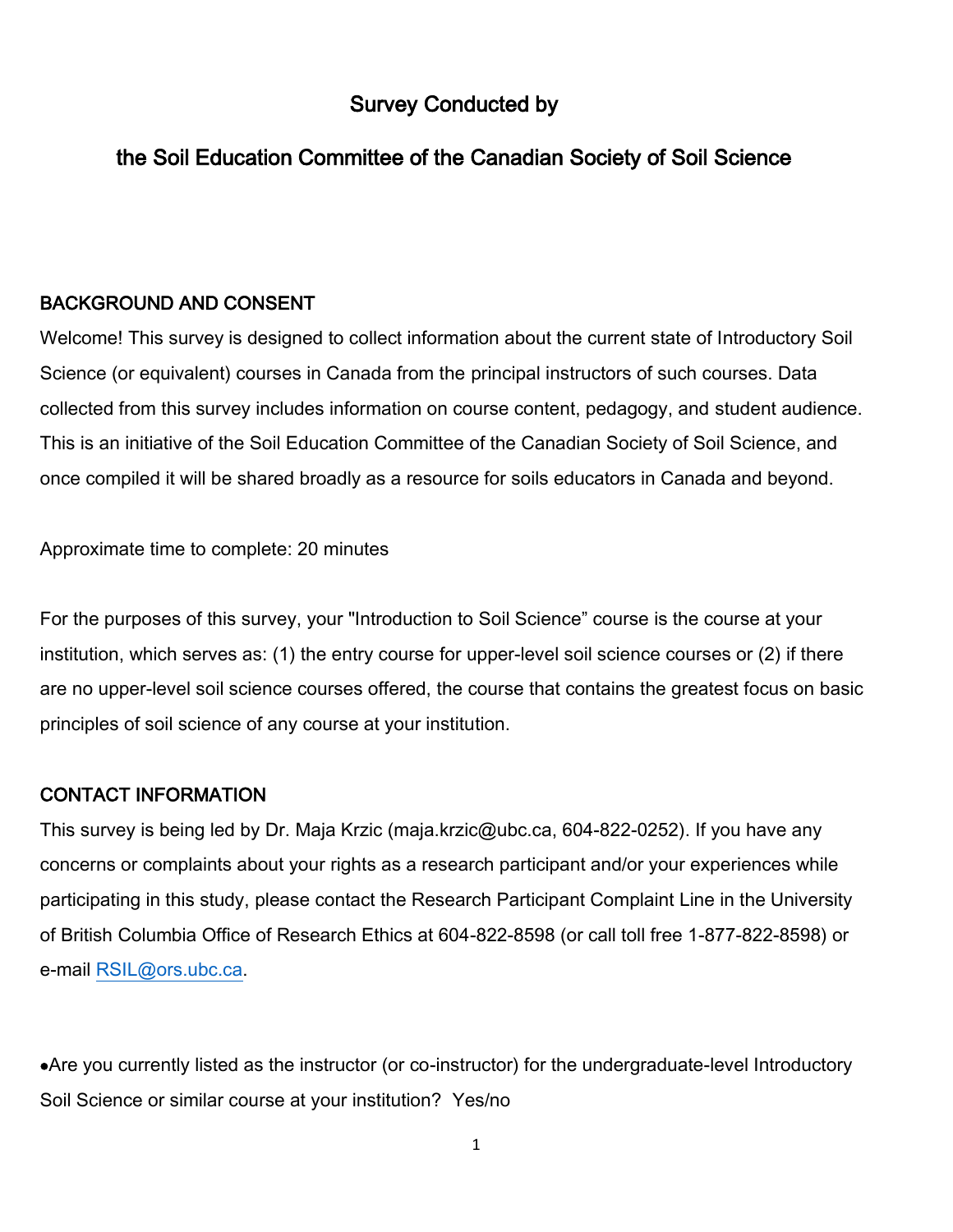# Survey Conducted by

# the Soil Education Committee of the Canadian Society of Soil Science

## BACKGROUND AND CONSENT

Welcome! This survey is designed to collect information about the current state of Introductory Soil Science (or equivalent) courses in Canada from the principal instructors of such courses. Data collected from this survey includes information on course content, pedagogy, and student audience. This is an initiative of the Soil Education Committee of the Canadian Society of Soil Science, and once compiled it will be shared broadly as a resource for soils educators in Canada and beyond.

Approximate time to complete: 20 minutes

For the purposes of this survey, your "Introduction to Soil Science" course is the course at your institution, which serves as: (1) the entry course for upper-level soil science courses or (2) if there are no upper-level soil science courses offered, the course that contains the greatest focus on basic principles of soil science of any course at your institution.

## CONTACT INFORMATION

This survey is being led by Dr. Maja Krzic (maja.krzic@ubc.ca, 604-822-0252). If you have any concerns or complaints about your rights as a research participant and/or your experiences while participating in this study, please contact the Research Participant Complaint Line in the University of British Columbia Office of Research Ethics at 604-822-8598 (or call toll free 1-877-822-8598) or e-mail RSIL@ors.ubc.ca.

- Are you currently listed as the instructor (or co-instructor) for the undergraduate-level Introductory Soil Science or similar course at your institution? Yes/no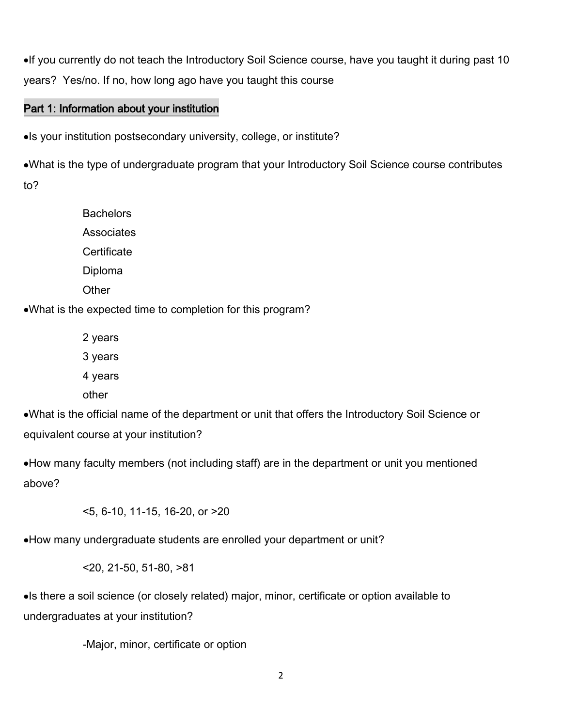- If you currently do not teach the Introductory Soil Science course, have you taught it during past 10 years? Yes/no. If no, how long ago have you taught this course

## Part 1: Information about your institution

- Is your institution postsecondary university, college, or institute?
- What is the type of undergraduate program that your Introductory Soil Science course contributes to?

    Bachelors
    Associates
    Certificate
    Diploma
    Other

- What is the expected time to completion for this program?

    2 years
    3 years
    4 years
    other

- What is the official name of the department or unit that offers the Introductory Soil Science or equivalent course at your institution?
- How many faculty members (not including staff) are in the department or unit you mentioned above?

    <5, 6-10, 11-15, 16-20, or >20

- How many undergraduate students are enrolled your department or unit?

    <20, 21-50, 51-80, >81

- Is there a soil science (or closely related) major, minor, certificate or option available to undergraduates at your institution?

    -Major, minor, certificate or option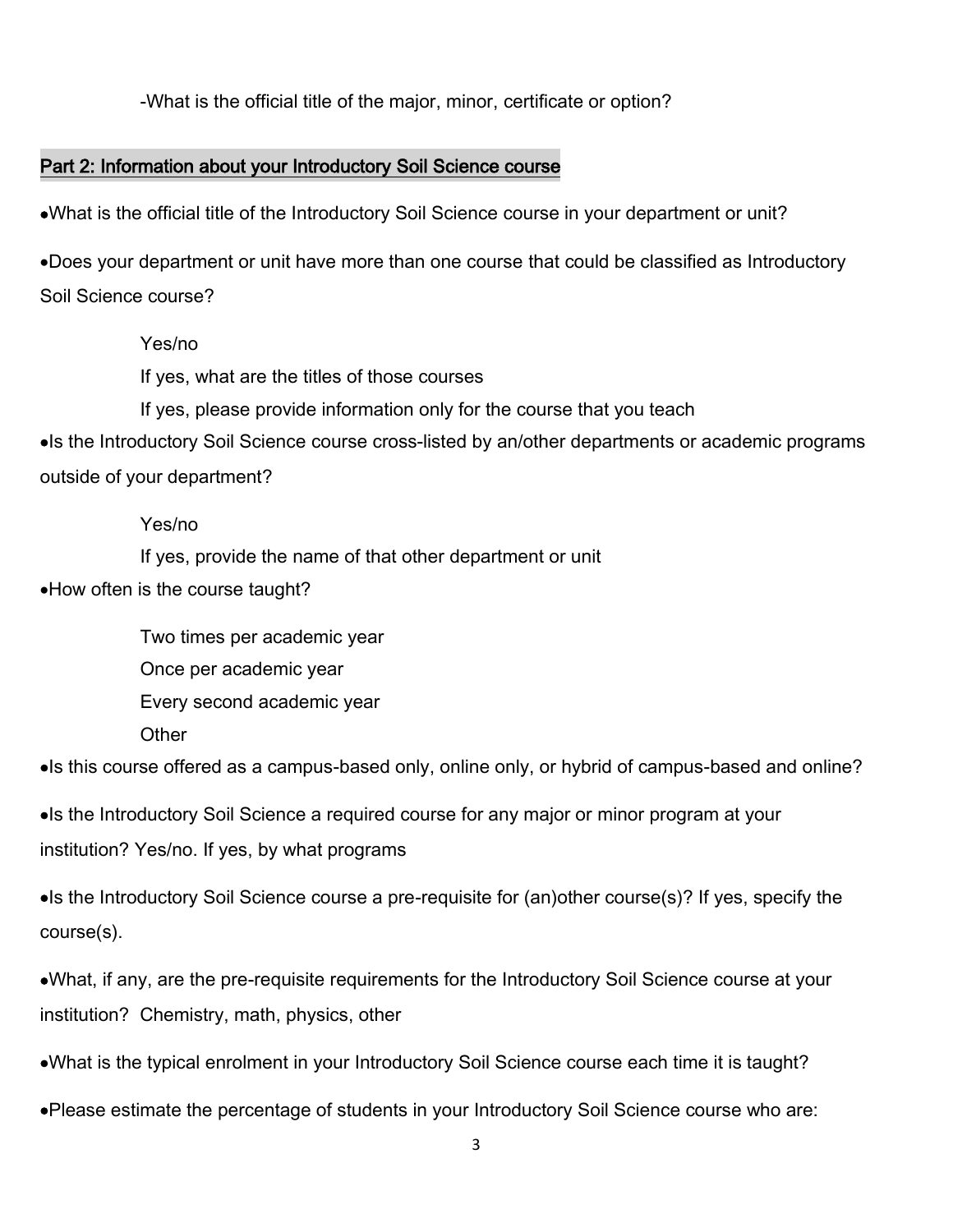-What is the official title of the major, minor, certificate or option?

## Part 2: Information about your Introductory Soil Science course

- What is the official title of the Introductory Soil Science course in your department or unit?
- Does your department or unit have more than one course that could be classified as Introductory Soil Science course?

  Yes/no

  If yes, what are the titles of those courses

  If yes, please provide information only for the course that you teach

- Is the Introductory Soil Science course cross-listed by an/other departments or academic programs outside of your department?

  Yes/no

  If yes, provide the name of that other department or unit

- How often is the course taught?

  Two times per academic year

  Once per academic year

  Every second academic year

  Other

- Is this course offered as a campus-based only, online only, or hybrid of campus-based and online?
- Is the Introductory Soil Science a required course for any major or minor program at your institution? Yes/no. If yes, by what programs
- Is the Introductory Soil Science course a pre-requisite for (an)other course(s)? If yes, specify the course(s).
- What, if any, are the pre-requisite requirements for the Introductory Soil Science course at your institution? Chemistry, math, physics, other
- What is the typical enrolment in your Introductory Soil Science course each time it is taught?
- Please estimate the percentage of students in your Introductory Soil Science course who are: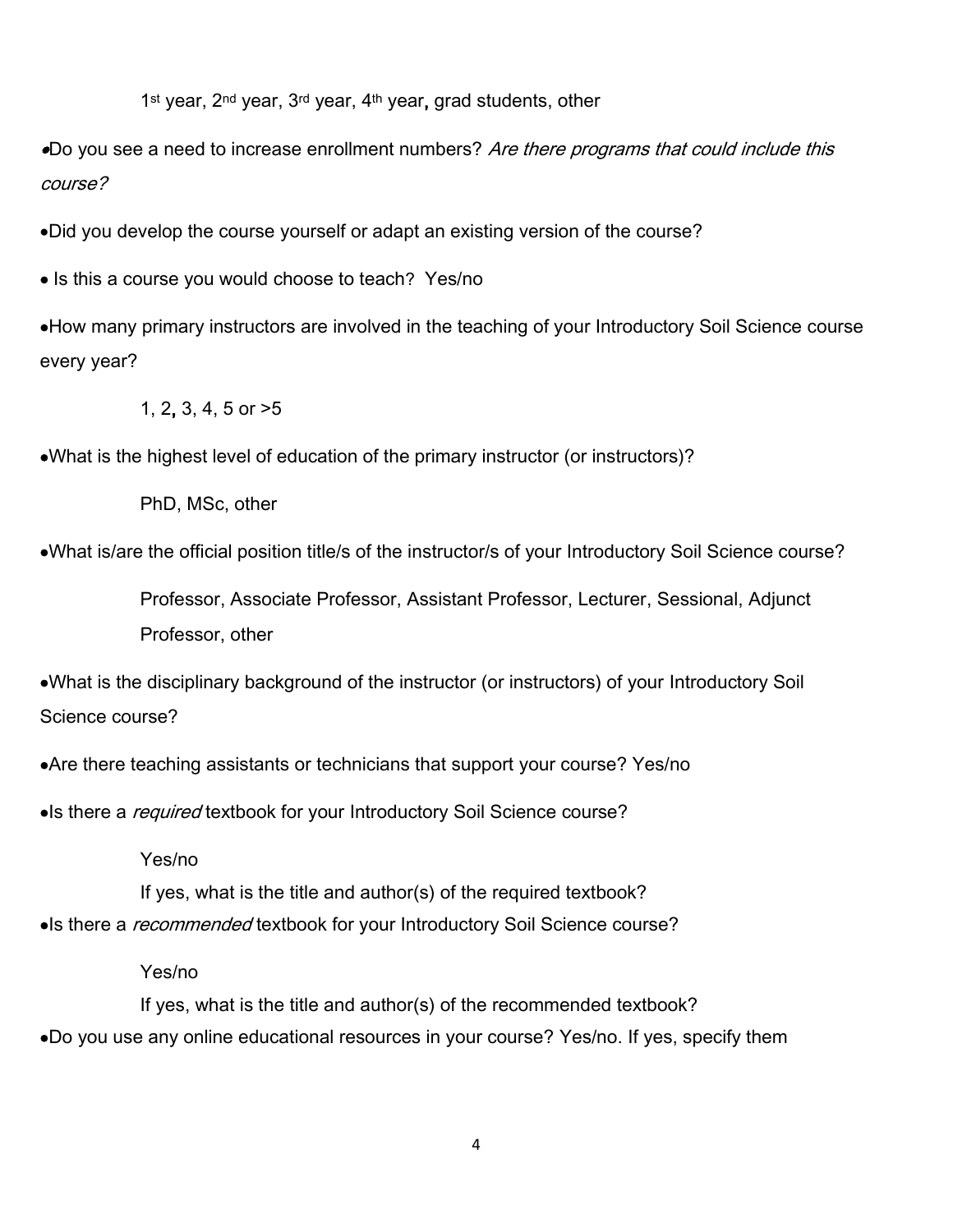1st year, 2nd year, 3rd year, 4th year, grad students, other

- Do you see a need to increase enrollment numbers? *Are there programs that could include this course?*
- Did you develop the course yourself or adapt an existing version of the course?
- Is this a course you would choose to teach? Yes/no
- How many primary instructors are involved in the teaching of your Introductory Soil Science course every year?

  1, 2, 3, 4, 5 or >5

- What is the highest level of education of the primary instructor (or instructors)?

  PhD, MSc, other

- What is/are the official position title/s of the instructor/s of your Introductory Soil Science course?

  Professor, Associate Professor, Assistant Professor, Lecturer, Sessional, Adjunct Professor, other

- What is the disciplinary background of the instructor (or instructors) of your Introductory Soil Science course?
- Are there teaching assistants or technicians that support your course? Yes/no
- Is there a *required* textbook for your Introductory Soil Science course?

  Yes/no

  If yes, what is the title and author(s) of the required textbook?

- Is there a *recommended* textbook for your Introductory Soil Science course?

  Yes/no

  If yes, what is the title and author(s) of the recommended textbook?

- Do you use any online educational resources in your course? Yes/no. If yes, specify them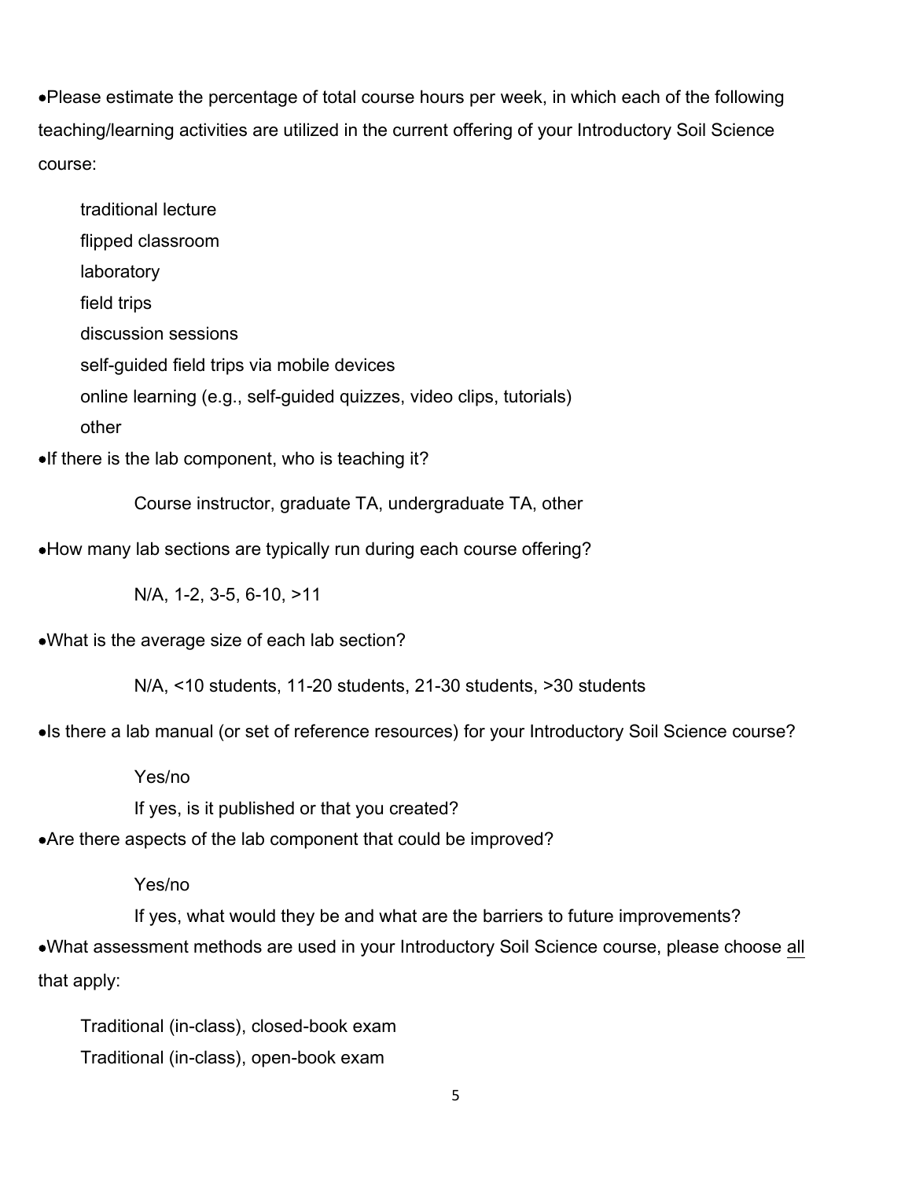- Please estimate the percentage of total course hours per week, in which each of the following teaching/learning activities are utilized in the current offering of your Introductory Soil Science course:

    traditional lecture
    flipped classroom
    laboratory
    field trips
    discussion sessions
    self-guided field trips via mobile devices
    online learning (e.g., self-guided quizzes, video clips, tutorials)
    other

- If there is the lab component, who is teaching it?

    Course instructor, graduate TA, undergraduate TA, other

- How many lab sections are typically run during each course offering?

    N/A, 1-2, 3-5, 6-10, >11

- What is the average size of each lab section?

    N/A, <10 students, 11-20 students, 21-30 students, >30 students

- Is there a lab manual (or set of reference resources) for your Introductory Soil Science course?

    Yes/no
    If yes, is it published or that you created?

- Are there aspects of the lab component that could be improved?

    Yes/no
    If yes, what would they be and what are the barriers to future improvements?

- What assessment methods are used in your Introductory Soil Science course, please choose <u>all</u> that apply:

    Traditional (in-class), closed-book exam
    Traditional (in-class), open-book exam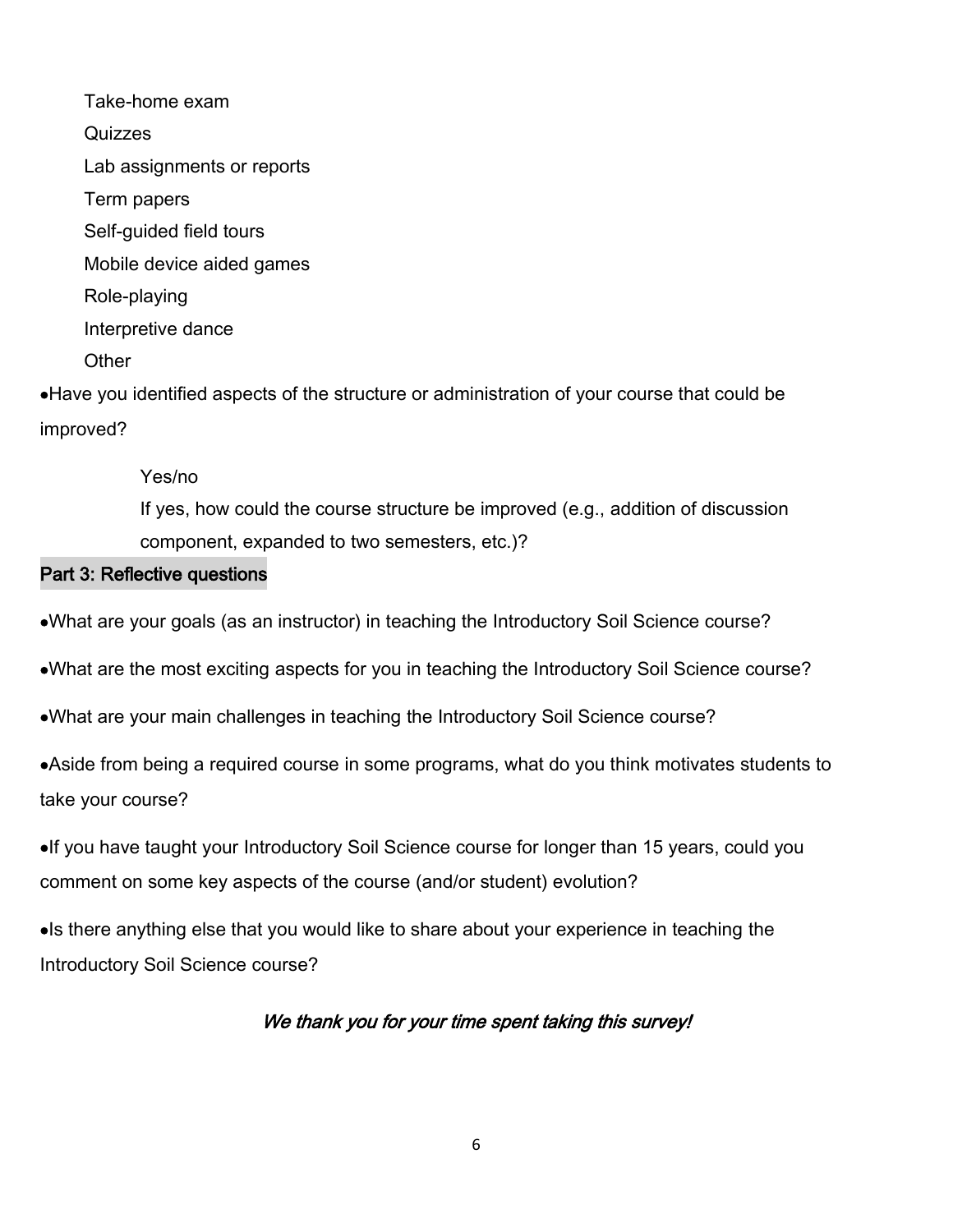Take-home exam

Quizzes

Lab assignments or reports

Term papers

Self-guided field tours

Mobile device aided games

Role-playing

Interpretive dance

Other

- Have you identified aspects of the structure or administration of your course that could be improved?

    Yes/no

    If yes, how could the course structure be improved (e.g., addition of discussion component, expanded to two semesters, etc.)?

## Part 3: Reflective questions

- What are your goals (as an instructor) in teaching the Introductory Soil Science course?
- What are the most exciting aspects for you in teaching the Introductory Soil Science course?
- What are your main challenges in teaching the Introductory Soil Science course?
- Aside from being a required course in some programs, what do you think motivates students to take your course?
- If you have taught your Introductory Soil Science course for longer than 15 years, could you comment on some key aspects of the course (and/or student) evolution?
- Is there anything else that you would like to share about your experience in teaching the Introductory Soil Science course?

***We thank you for your time spent taking this survey!***